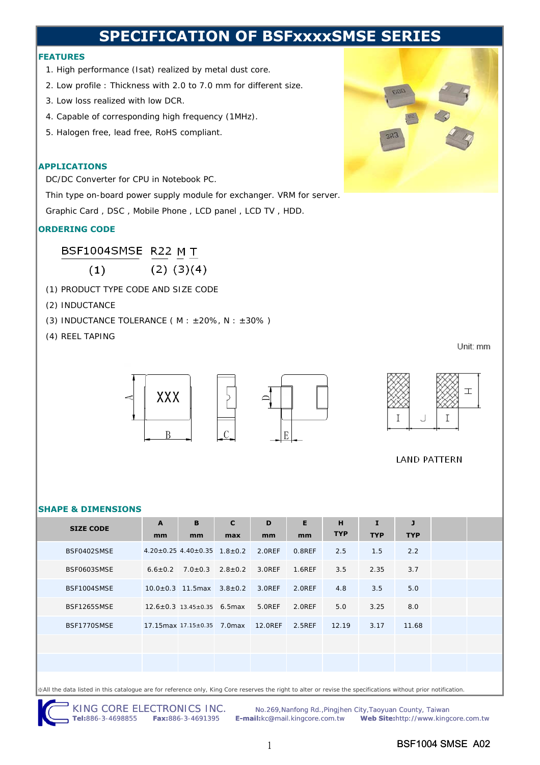# SPECIFICATION OF BSFxxxxSMSE SERIES

## FEATURES

1. High performance (Isat) realized by metal dust core.
2. Low profile : Thickness with 2.0 to 7.0 mm for different size.
3. Low loss realized with low DCR.
4. Capable of corresponding high frequency (1MHz).
5. Halogen free, lead free, RoHS compliant.

## APPLICATIONS

DC/DC Converter for CPU in Notebook PC.

Thin type on-board power supply module for exchanger. VRM for server.

Graphic Card , DSC , Mobile Phone , LCD panel , LCD TV , HDD.

## ORDERING CODE

BSF1004SMSE R22 M T

(1) (2) (3)(4)

(1) PRODUCT TYPE CODE AND SIZE CODE

(2) INDUCTANCE

(3) INDUCTANCE TOLERANCE ( M : ±20%, N : ±30% )

(4) REEL TAPING

Unit: mm

LAND PATTERN

## SHAPE & DIMENSIONS

| SIZE CODE | A mm | B mm | C max | D mm | E mm | H TYP | I TYP | J TYP | | |
|---|---|---|---|---|---|---|---|---|---|---|
| BSF0402SMSE | 4.20±0.25 | 4.40±0.35 | 1.8±0.2 | 2.0REF | 0.8REF | 2.5 | 1.5 | 2.2 | | |
| BSF0603SMSE | 6.6±0.2 | 7.0±0.3 | 2.8±0.2 | 3.0REF | 1.6REF | 3.5 | 2.35 | 3.7 | | |
| BSF1004SMSE | 10.0±0.3 | 11.5max | 3.8±0.2 | 3.0REF | 2.0REF | 4.8 | 3.5 | 5.0 | | |
| BSF1265SMSE | 12.6±0.3 | 13.45±0.35 | 6.5max | 5.0REF | 2.0REF | 5.0 | 3.25 | 8.0 | | |
| BSF1770SMSE | 17.15max | 17.15±0.35 | 7.0max | 12.0REF | 2.5REF | 12.19 | 3.17 | 11.68 | | |
| | | | | | | | | | | |
| | | | | | | | | | | |

※All the data listed in this catalogue are for reference only, King Core reserves the right to alter or revise the specifications without prior notification.

KING CORE ELECTRONICS INC. **Tel:**886-3-4698855 **Fax:**886-3-4691395 No.269,Nanfong Rd.,Pingjhen City,Taoyuan County, Taiwan **E-mail:**kc@mail.kingcore.com.tw **Web Site:**http://www.kingcore.com.tw

BSF1004 SMSE A02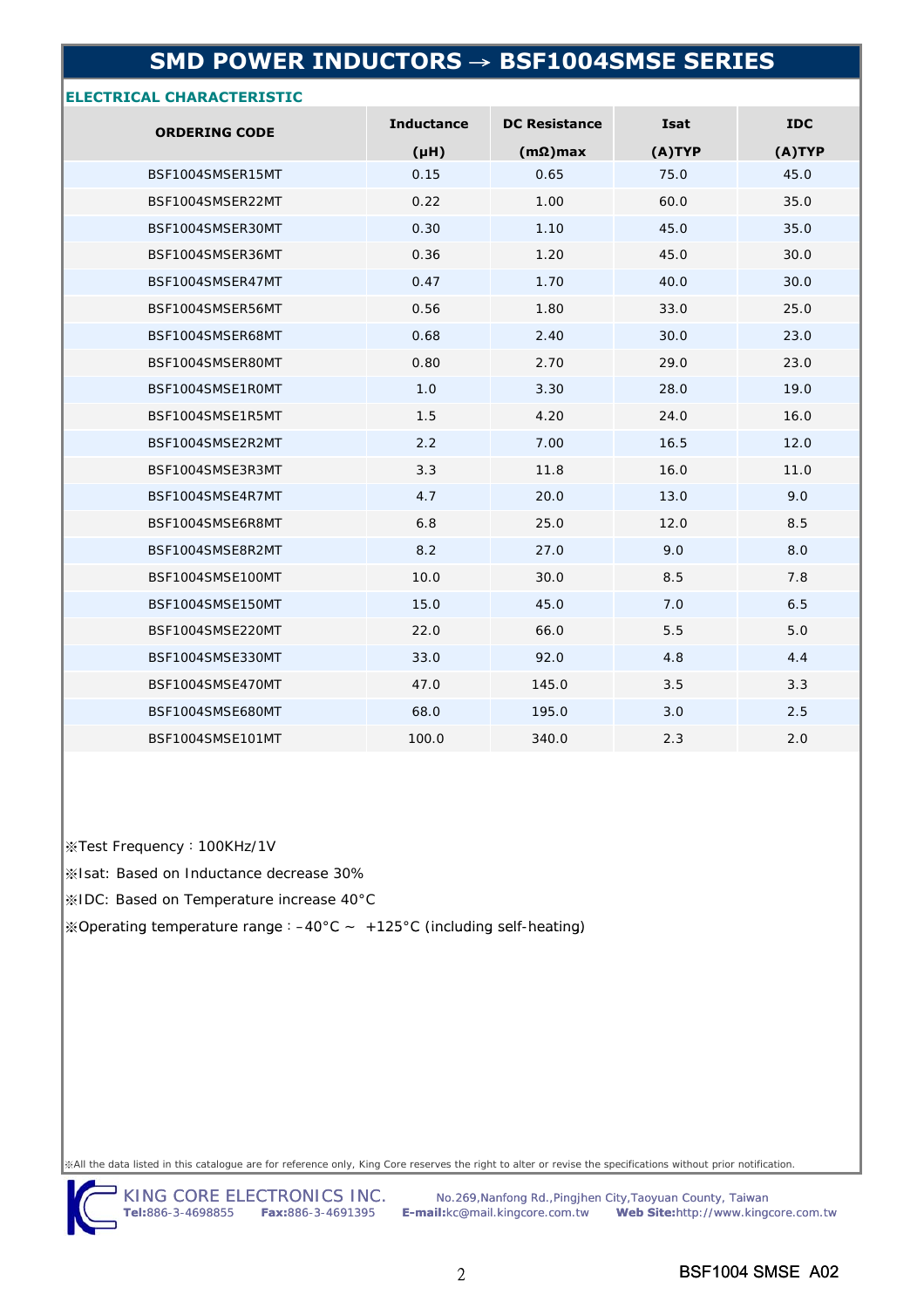# SMD POWER INDUCTORS → BSF1004SMSE SERIES

## ELECTRICAL CHARACTERISTIC

| ORDERING CODE | Inductance (μH) | DC Resistance (mΩ)max | Isat (A)TYP | IDC (A)TYP |
|---|---|---|---|---|
| BSF1004SMSER15MT | 0.15 | 0.65 | 75.0 | 45.0 |
| BSF1004SMSER22MT | 0.22 | 1.00 | 60.0 | 35.0 |
| BSF1004SMSER30MT | 0.30 | 1.10 | 45.0 | 35.0 |
| BSF1004SMSER36MT | 0.36 | 1.20 | 45.0 | 30.0 |
| BSF1004SMSER47MT | 0.47 | 1.70 | 40.0 | 30.0 |
| BSF1004SMSER56MT | 0.56 | 1.80 | 33.0 | 25.0 |
| BSF1004SMSER68MT | 0.68 | 2.40 | 30.0 | 23.0 |
| BSF1004SMSER80MT | 0.80 | 2.70 | 29.0 | 23.0 |
| BSF1004SMSE1R0MT | 1.0 | 3.30 | 28.0 | 19.0 |
| BSF1004SMSE1R5MT | 1.5 | 4.20 | 24.0 | 16.0 |
| BSF1004SMSE2R2MT | 2.2 | 7.00 | 16.5 | 12.0 |
| BSF1004SMSE3R3MT | 3.3 | 11.8 | 16.0 | 11.0 |
| BSF1004SMSE4R7MT | 4.7 | 20.0 | 13.0 | 9.0 |
| BSF1004SMSE6R8MT | 6.8 | 25.0 | 12.0 | 8.5 |
| BSF1004SMSE8R2MT | 8.2 | 27.0 | 9.0 | 8.0 |
| BSF1004SMSE100MT | 10.0 | 30.0 | 8.5 | 7.8 |
| BSF1004SMSE150MT | 15.0 | 45.0 | 7.0 | 6.5 |
| BSF1004SMSE220MT | 22.0 | 66.0 | 5.5 | 5.0 |
| BSF1004SMSE330MT | 33.0 | 92.0 | 4.8 | 4.4 |
| BSF1004SMSE470MT | 47.0 | 145.0 | 3.5 | 3.3 |
| BSF1004SMSE680MT | 68.0 | 195.0 | 3.0 | 2.5 |
| BSF1004SMSE101MT | 100.0 | 340.0 | 2.3 | 2.0 |

※Test Frequency：100KHz/1V

※Isat: Based on Inductance decrease 30%

※IDC: Based on Temperature increase 40°C

※Operating temperature range：–40°C ~ +125°C (including self-heating)

※All the data listed in this catalogue are for reference only, King Core reserves the right to alter or revise the specifications without prior notification.

KING CORE ELECTRONICS INC. No.269,Nanfong Rd.,Pingjhen City,Taoyuan County, Taiwan
**Tel:**886-3-4698855 **Fax:**886-3-4691395 **E-mail:**kc@mail.kingcore.com.tw **Web Site:**http://www.kingcore.com.tw

BSF1004 SMSE A02